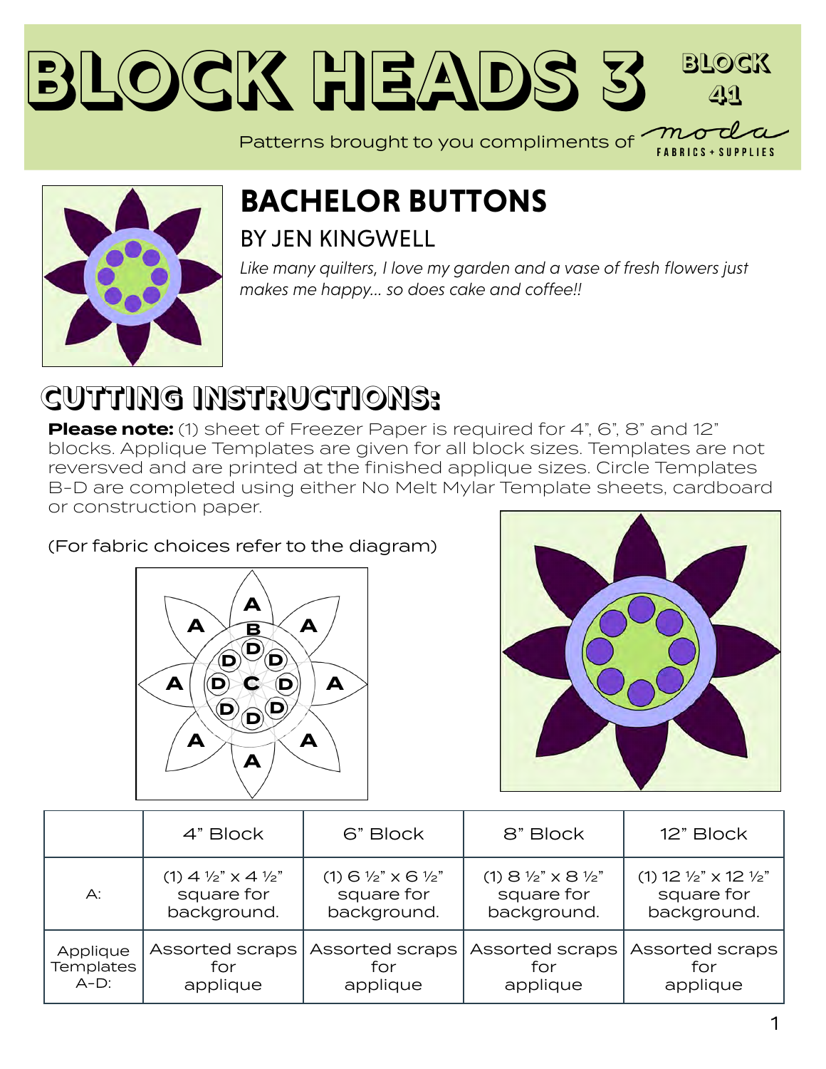# BLOCK HEADS 3

**BLOCK 41**

Patterns brought to you compliments of moda FABRICS + SUPPLIES

## BACHELOR BUTTONS

### BY JEN KINGWELL

*Like many quilters, I love my garden and a vase of fresh flowers just makes me happy... so does cake and coffee!!*

## CUTTING INSTRUCTIONS:

**Please note:** (1) sheet of Freezer Paper is required for 4", 6", 8" and 12" blocks. Applique Templates are given for all block sizes. Templates are not reversved and are printed at the finished applique sizes. Circle Templates B-D are completed using either No Melt Mylar Template sheets, cardboard or construction paper.

(For fabric choices refer to the diagram)

A
A
A
B
D
D
D
A
D
C
D
A
D
D
D
A
A
A

| | 4" Block | 6" Block | 8" Block | 12" Block |
|---|---|---|---|---|
| A: | (1) 4 ½" x 4 ½" square for background. | (1) 6 ½" x 6 ½" square for background. | (1) 8 ½" x 8 ½" square for background. | (1) 12 ½" x 12 ½" square for background. |
| Applique Templates A-D: | Assorted scraps for applique | Assorted scraps for applique | Assorted scraps for applique | Assorted scraps for applique |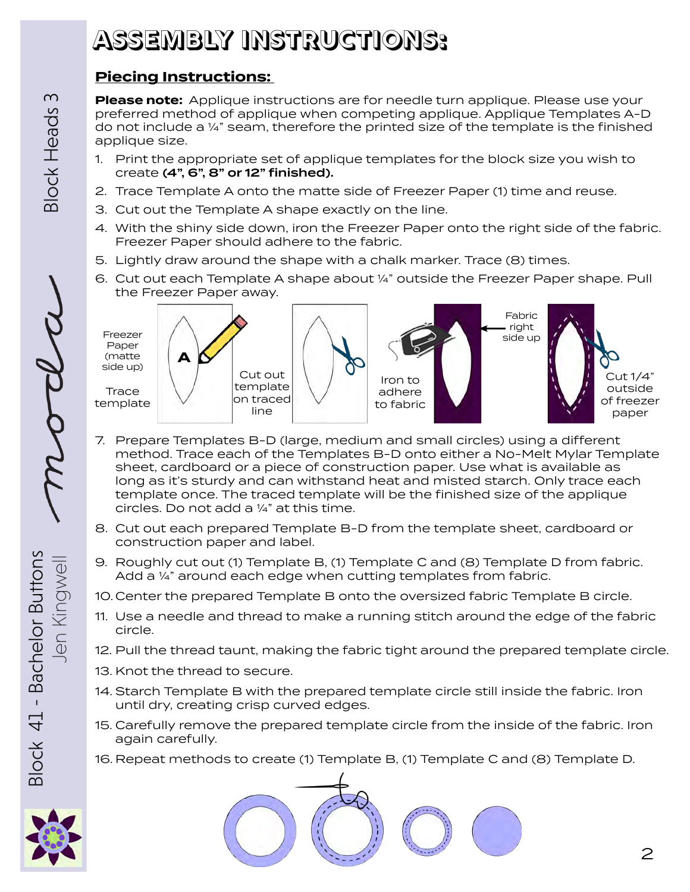# ASSEMBLY INSTRUCTIONS:

## Piecing Instructions:

**Please note:** Applique instructions are for needle turn applique. Please use your preferred method of applique when competing applique. Applique Templates A-D do not include a ¼" seam, therefore the printed size of the template is the finished applique size.

1. Print the appropriate set of applique templates for the block size you wish to create **(4", 6", 8" or 12" finished).**
2. Trace Template A onto the matte side of Freezer Paper (1) time and reuse.
3. Cut out the Template A shape exactly on the line.
4. With the shiny side down, iron the Freezer Paper onto the right side of the fabric. Freezer Paper should adhere to the fabric.
5. Lightly draw around the shape with a chalk marker. Trace (8) times.
6. Cut out each Template A shape about ¼" outside the Freezer Paper shape. Pull the Freezer Paper away.

Freezer Paper (matte side up)

Trace template

A

Cut out template on traced line

Iron to adhere to fabric

Fabric right side up

Cut 1/4" outside of freezer paper

7. Prepare Templates B-D (large, medium and small circles) using a different method. Trace each of the Templates B-D onto either a No-Melt Mylar Template sheet, cardboard or a piece of construction paper. Use what is available as long as it's sturdy and can withstand heat and misted starch. Only trace each template once. The traced template will be the finished size of the applique circles. Do not add a ¼" at this time.
8. Cut out each prepared Template B-D from the template sheet, cardboard or construction paper and label.
9. Roughly cut out (1) Template B, (1) Template C and (8) Template D from fabric. Add a ¼" around each edge when cutting templates from fabric.
10. Center the prepared Template B onto the oversized fabric Template B circle.
11. Use a needle and thread to make a running stitch around the edge of the fabric circle.
12. Pull the thread taunt, making the fabric tight around the prepared template circle.
13. Knot the thread to secure.
14. Starch Template B with the prepared template circle still inside the fabric. Iron until dry, creating crisp curved edges.
15. Carefully remove the prepared template circle from the inside of the fabric. Iron again carefully.
16. Repeat methods to create (1) Template B, (1) Template C and (8) Template D.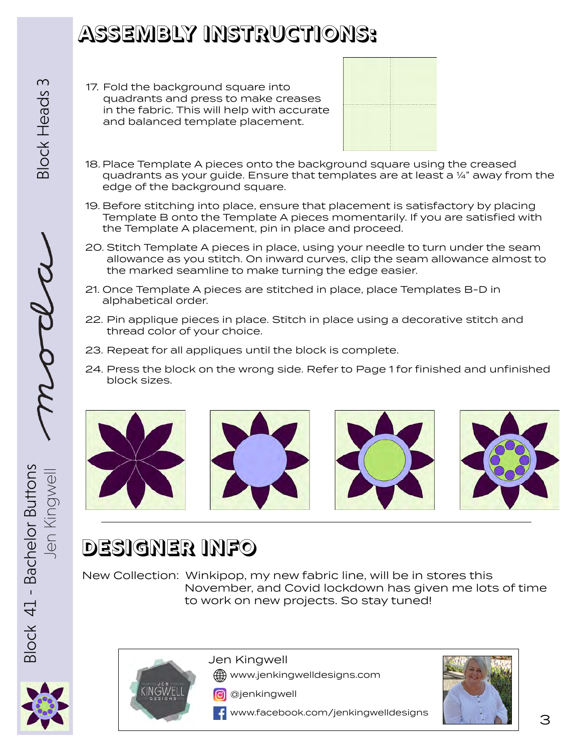# ASSEMBLY INSTRUCTIONS:

17. Fold the background square into quadrants and press to make creases in the fabric. This will help with accurate and balanced template placement.

18. Place Template A pieces onto the background square using the creased quadrants as your guide. Ensure that templates are at least a ¼" away from the edge of the background square.

19. Before stitching into place, ensure that placement is satisfactory by placing Template B onto the Template A pieces momentarily. If you are satisfied with the Template A placement, pin in place and proceed.

20. Stitch Template A pieces in place, using your needle to turn under the seam allowance as you stitch. On inward curves, clip the seam allowance almost to the marked seamline to make turning the edge easier.

21. Once Template A pieces are stitched in place, place Templates B-D in alphabetical order.

22. Pin applique pieces in place. Stitch in place using a decorative stitch and thread color of your choice.

23. Repeat for all appliques until the block is complete.

24. Press the block on the wrong side. Refer to Page 1 for finished and unfinished block sizes.

# DESIGNER INFO

New Collection: Winkipop, my new fabric line, will be in stores this November, and Covid lockdown has given me lots of time to work on new projects. So stay tuned!

Jen Kingwell

www.jenkingwelldesigns.com

@jenkingwell

www.facebook.com/jenkingwelldesigns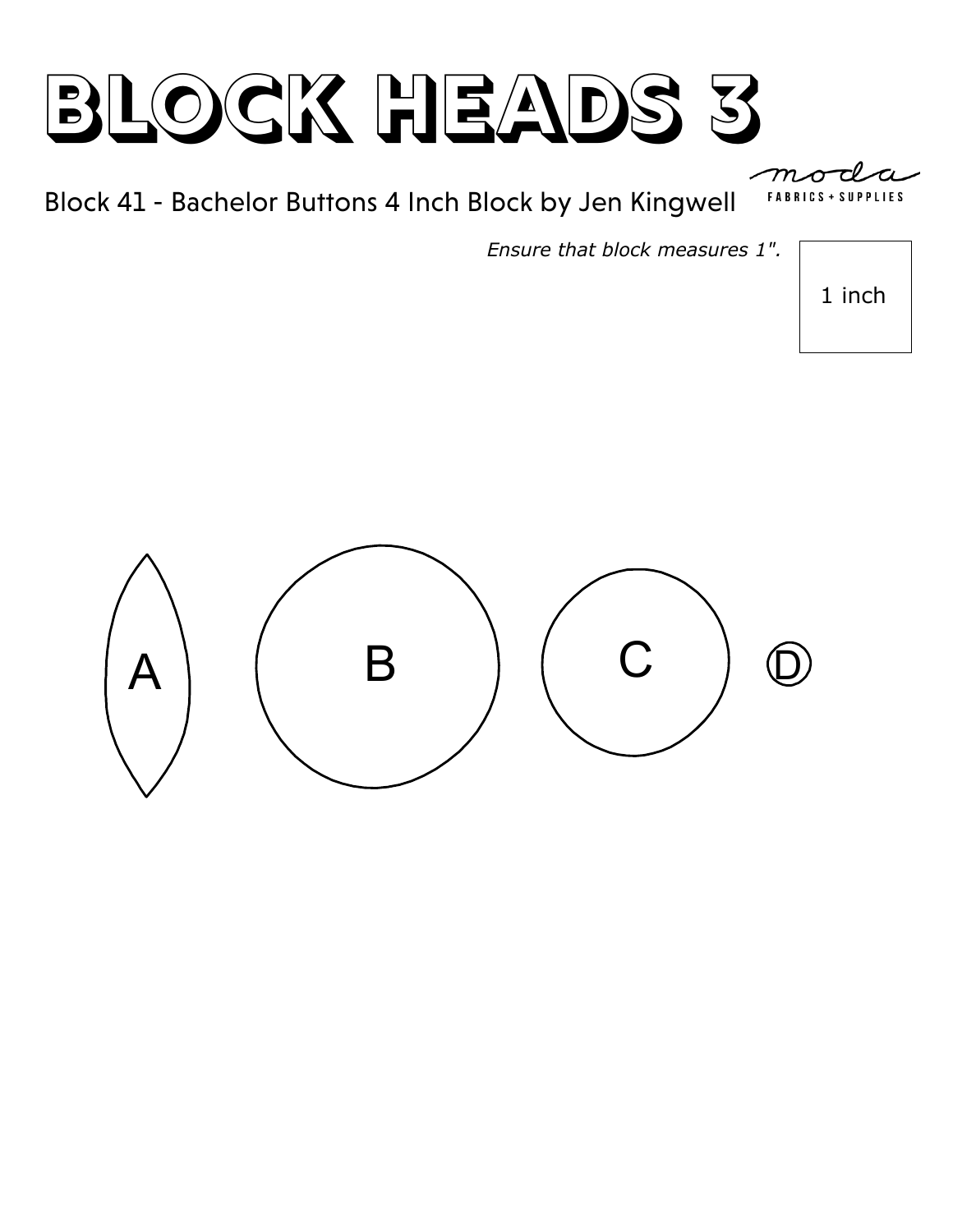# BLOCK HEADS 3

moda
FABRICS + SUPPLIES

Block 41 - Bachelor Buttons 4 Inch Block by Jen Kingwell

*Ensure that block measures 1".*

1 inch

A

B

C

D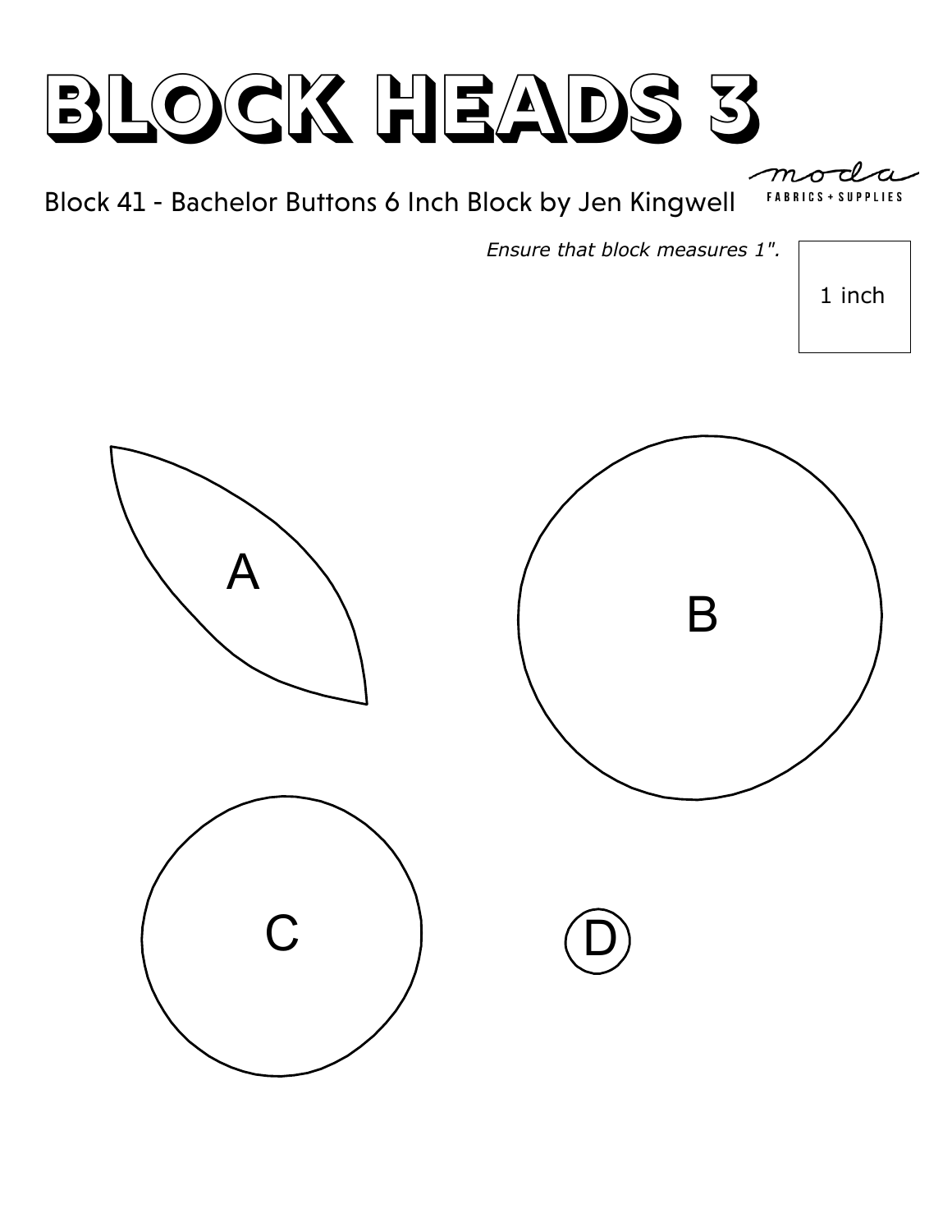# BLOCK HEADS 3

moda
FABRICS + SUPPLIES

Block 41 - Bachelor Buttons 6 Inch Block by Jen Kingwell

*Ensure that block measures 1".*

1 inch

A

B

C

D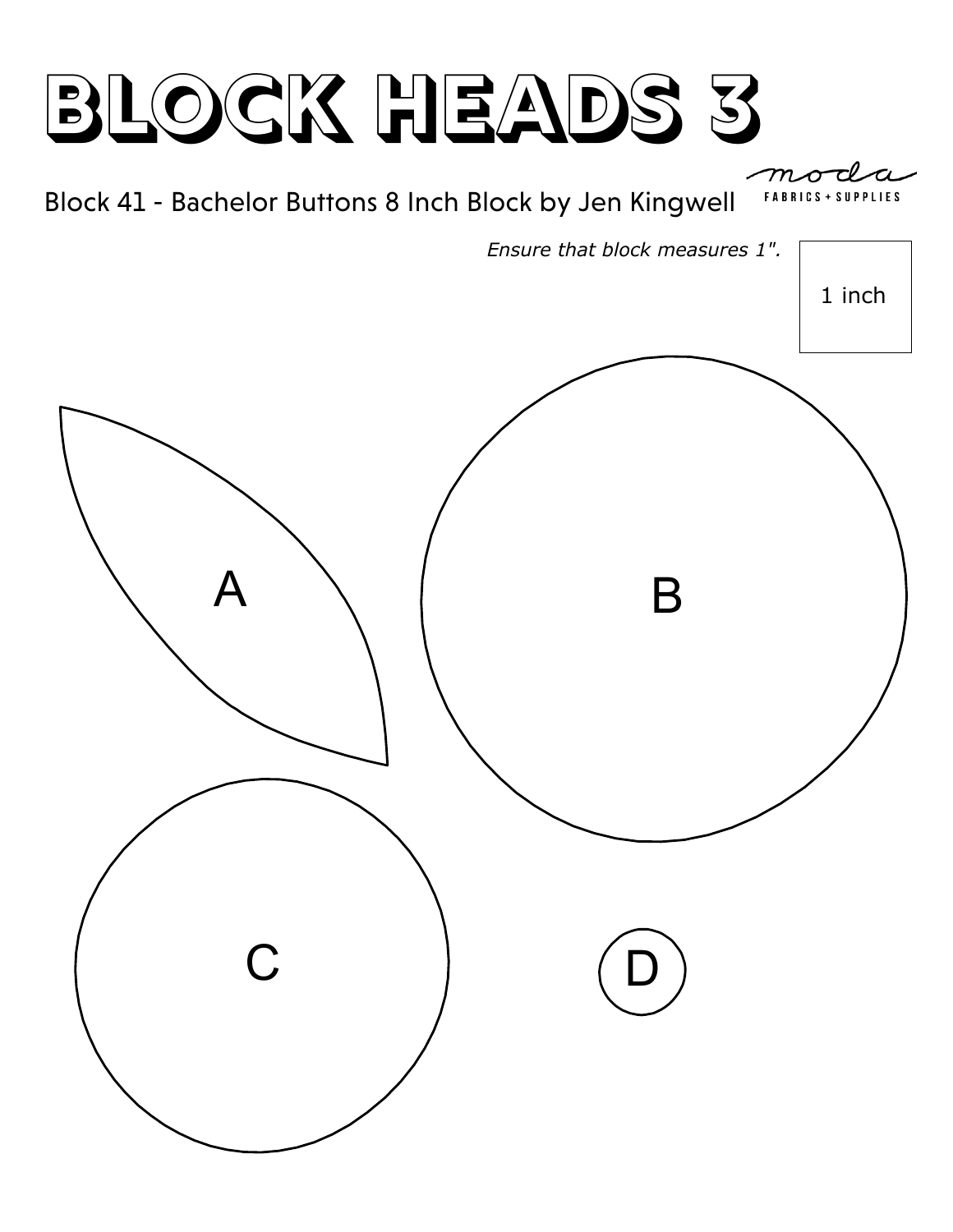# BLOCK HEADS 3

Block 41 - Bachelor Buttons 8 Inch Block by Jen Kingwell

moda
FABRICS + SUPPLIES

*Ensure that block measures 1".*

1 inch

A

B

C

D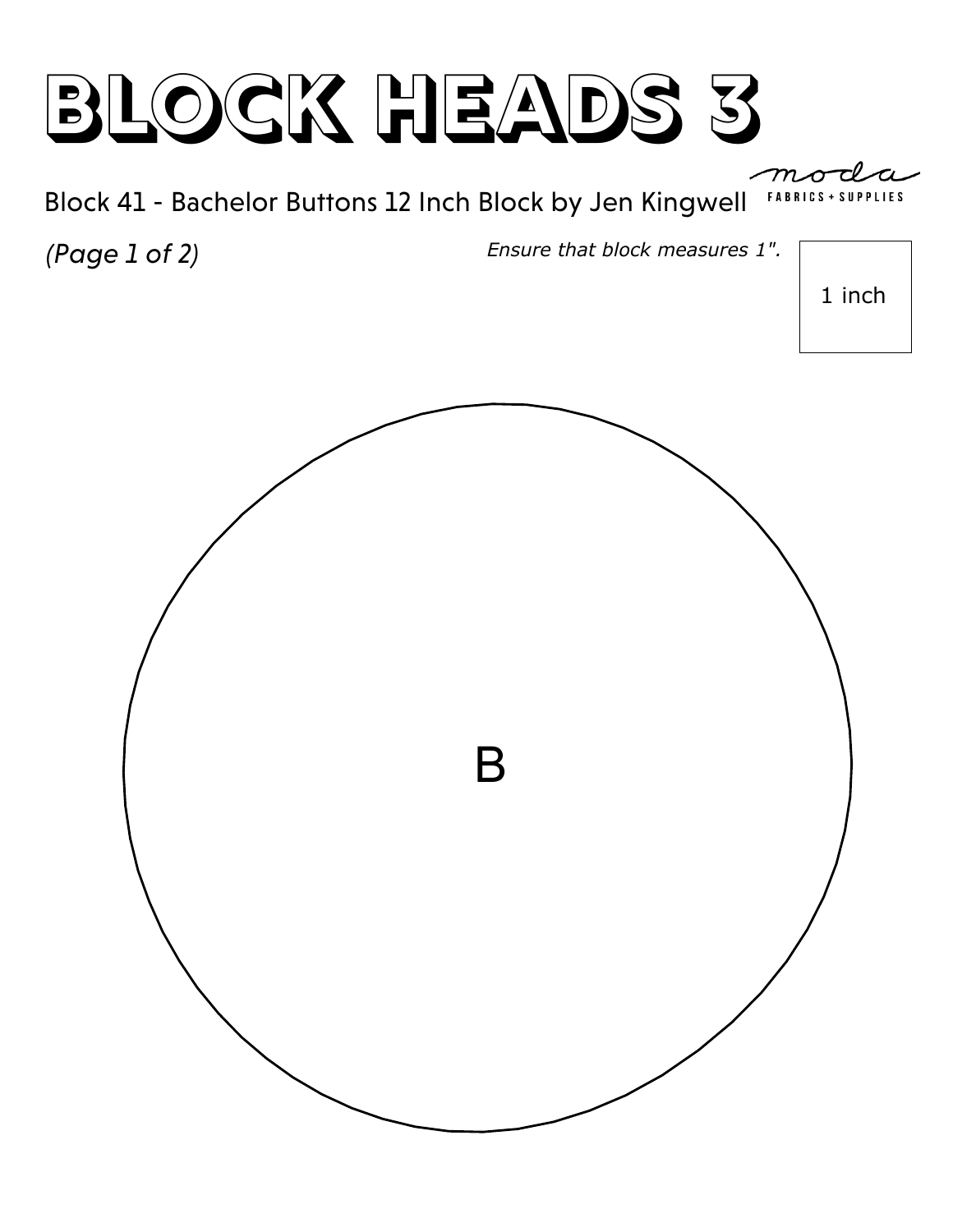# BLOCK HEADS 3

moda FABRICS + SUPPLIES

Block 41 - Bachelor Buttons 12 Inch Block by Jen Kingwell

*(Page 1 of 2)*

*Ensure that block measures 1".*

1 inch

B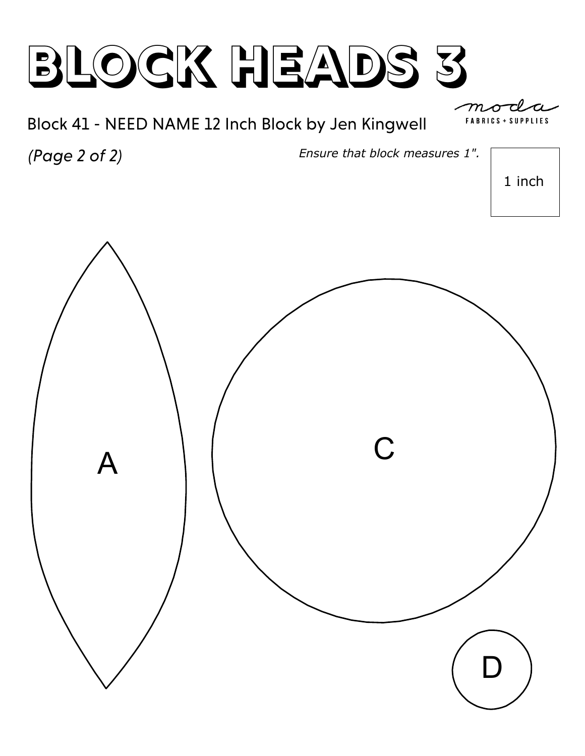# BLOCK HEADS 3

Block 41 - NEED NAME 12 Inch Block by Jen Kingwell

moda
FABRICS + SUPPLIES

*(Page 2 of 2)*

*Ensure that block measures 1".*

1 inch

A

C

D